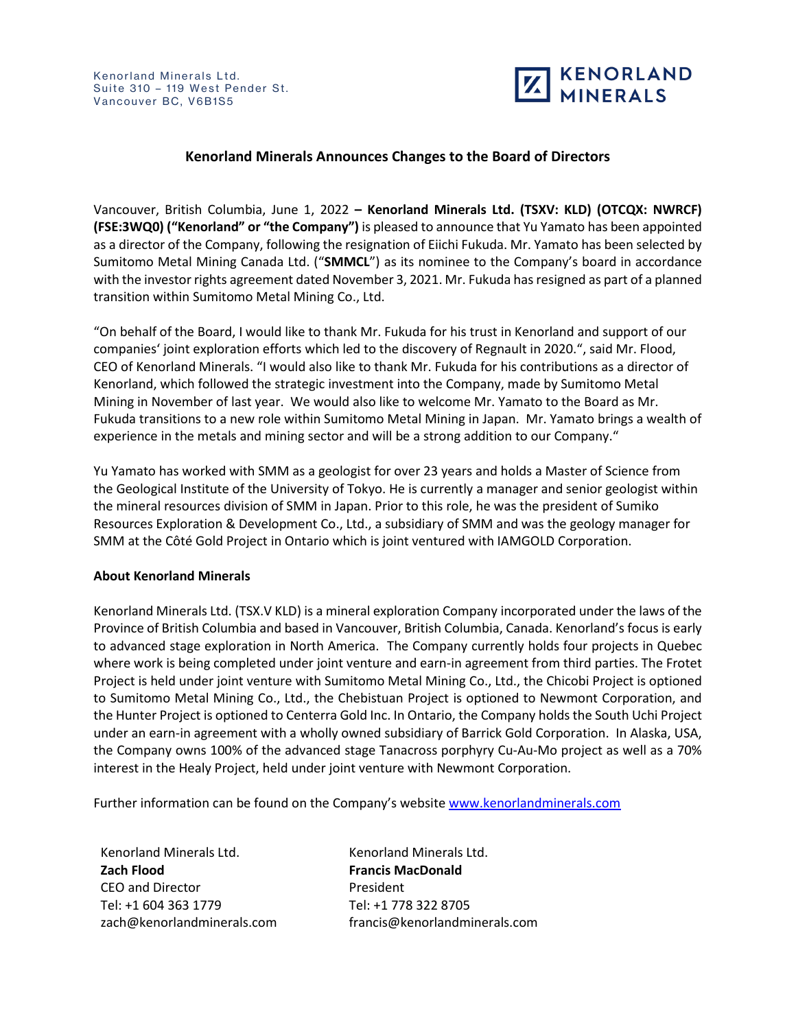Kenorland Minerals Ltd.
Suite 310 – 119 West Pender St.
Vancouver BC, V6B1S5

KENORLAND MINERALS

# Kenorland Minerals Announces Changes to the Board of Directors

Vancouver, British Columbia, June 1, 2022 **– Kenorland Minerals Ltd. (TSXV: KLD) (OTCQX: NWRCF) (FSE:3WQ0) ("Kenorland" or "the Company")** is pleased to announce that Yu Yamato has been appointed as a director of the Company, following the resignation of Eiichi Fukuda. Mr. Yamato has been selected by Sumitomo Metal Mining Canada Ltd. ("**SMMCL**") as its nominee to the Company's board in accordance with the investor rights agreement dated November 3, 2021. Mr. Fukuda has resigned as part of a planned transition within Sumitomo Metal Mining Co., Ltd.

"On behalf of the Board, I would like to thank Mr. Fukuda for his trust in Kenorland and support of our companies' joint exploration efforts which led to the discovery of Regnault in 2020.", said Mr. Flood, CEO of Kenorland Minerals. "I would also like to thank Mr. Fukuda for his contributions as a director of Kenorland, which followed the strategic investment into the Company, made by Sumitomo Metal Mining in November of last year. We would also like to welcome Mr. Yamato to the Board as Mr. Fukuda transitions to a new role within Sumitomo Metal Mining in Japan. Mr. Yamato brings a wealth of experience in the metals and mining sector and will be a strong addition to our Company."

Yu Yamato has worked with SMM as a geologist for over 23 years and holds a Master of Science from the Geological Institute of the University of Tokyo. He is currently a manager and senior geologist within the mineral resources division of SMM in Japan. Prior to this role, he was the president of Sumiko Resources Exploration & Development Co., Ltd., a subsidiary of SMM and was the geology manager for SMM at the Côté Gold Project in Ontario which is joint ventured with IAMGOLD Corporation.

**About Kenorland Minerals**

Kenorland Minerals Ltd. (TSX.V KLD) is a mineral exploration Company incorporated under the laws of the Province of British Columbia and based in Vancouver, British Columbia, Canada. Kenorland's focus is early to advanced stage exploration in North America. The Company currently holds four projects in Quebec where work is being completed under joint venture and earn-in agreement from third parties. The Frotet Project is held under joint venture with Sumitomo Metal Mining Co., Ltd., the Chicobi Project is optioned to Sumitomo Metal Mining Co., Ltd., the Chebistuan Project is optioned to Newmont Corporation, and the Hunter Project is optioned to Centerra Gold Inc. In Ontario, the Company holds the South Uchi Project under an earn-in agreement with a wholly owned subsidiary of Barrick Gold Corporation. In Alaska, USA, the Company owns 100% of the advanced stage Tanacross porphyry Cu-Au-Mo project as well as a 70% interest in the Healy Project, held under joint venture with Newmont Corporation.

Further information can be found on the Company's website www.kenorlandminerals.com

Kenorland Minerals Ltd.
**Zach Flood**
CEO and Director
Tel: +1 604 363 1779
zach@kenorlandminerals.com

Kenorland Minerals Ltd.
**Francis MacDonald**
President
Tel: +1 778 322 8705
francis@kenorlandminerals.com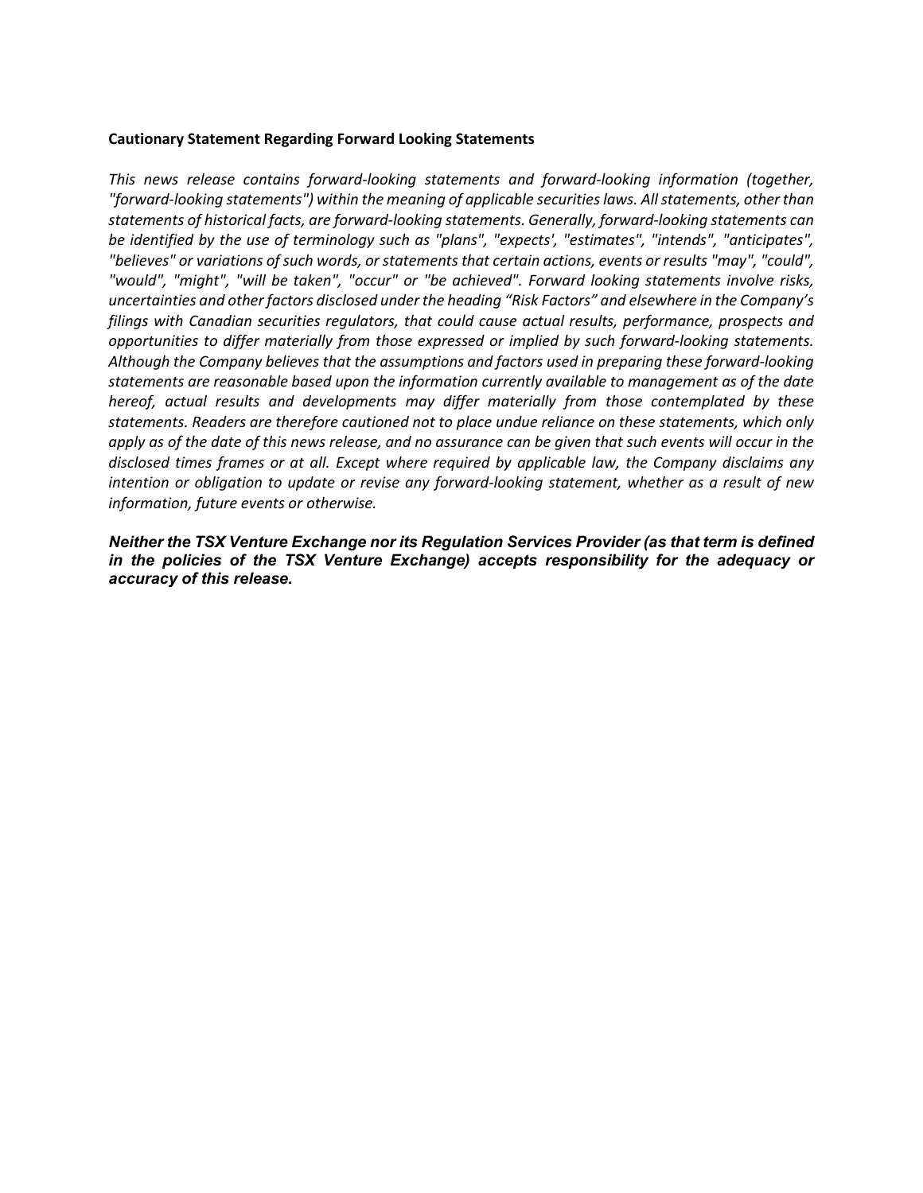**Cautionary Statement Regarding Forward Looking Statements**

*This news release contains forward-looking statements and forward-looking information (together, "forward-looking statements") within the meaning of applicable securities laws. All statements, other than statements of historical facts, are forward-looking statements. Generally, forward-looking statements can be identified by the use of terminology such as "plans", "expects', "estimates", "intends", "anticipates", "believes" or variations of such words, or statements that certain actions, events or results "may", "could", "would", "might", "will be taken", "occur" or "be achieved". Forward looking statements involve risks, uncertainties and other factors disclosed under the heading "Risk Factors" and elsewhere in the Company's filings with Canadian securities regulators, that could cause actual results, performance, prospects and opportunities to differ materially from those expressed or implied by such forward-looking statements. Although the Company believes that the assumptions and factors used in preparing these forward-looking statements are reasonable based upon the information currently available to management as of the date hereof, actual results and developments may differ materially from those contemplated by these statements. Readers are therefore cautioned not to place undue reliance on these statements, which only apply as of the date of this news release, and no assurance can be given that such events will occur in the disclosed times frames or at all. Except where required by applicable law, the Company disclaims any intention or obligation to update or revise any forward-looking statement, whether as a result of new information, future events or otherwise.*

***Neither the TSX Venture Exchange nor its Regulation Services Provider (as that term is defined in the policies of the TSX Venture Exchange) accepts responsibility for the adequacy or accuracy of this release.***